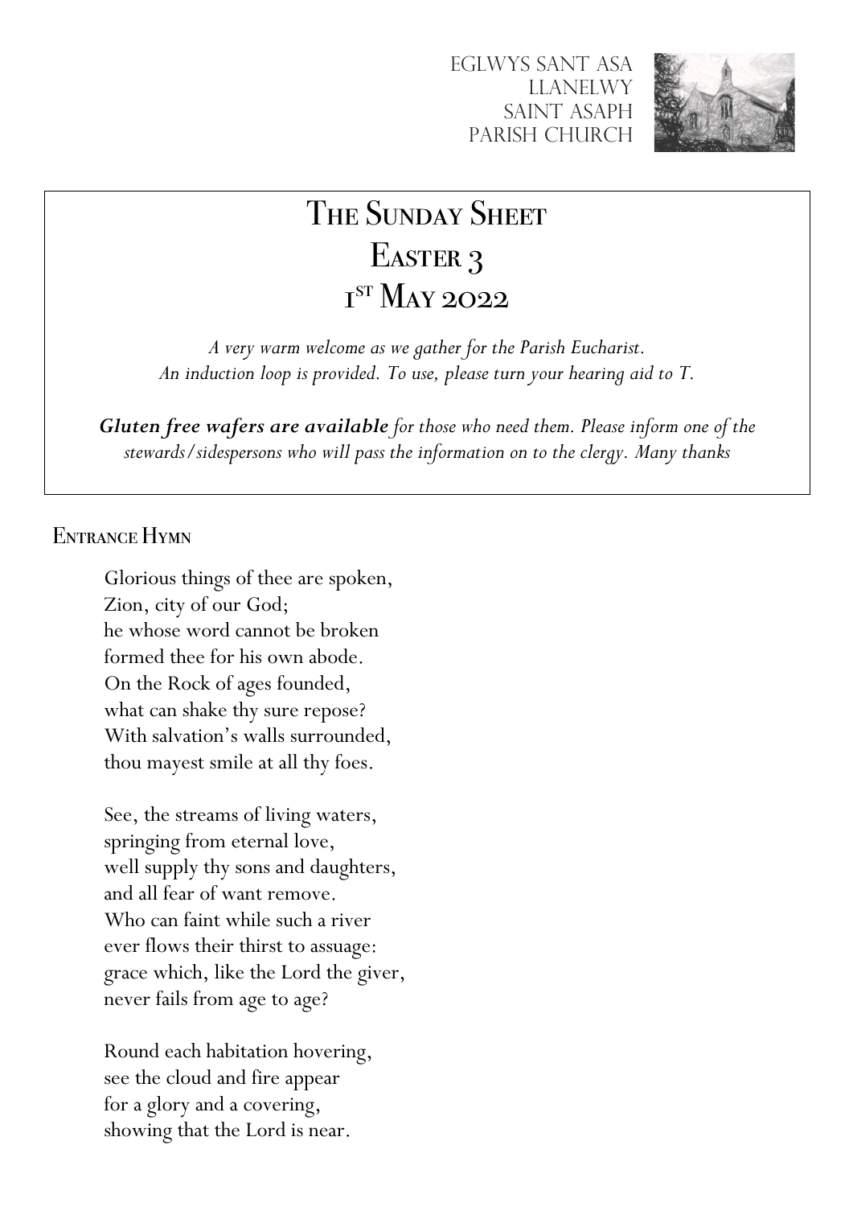EGLWYS SANT ASA
LLANELWY
SAINT ASAPH
PARISH CHURCH

# The Sunday Sheet
# Easter 3
# 1st May 2022

*A very warm welcome as we gather for the Parish Eucharist.*
*An induction loop is provided. To use, please turn your hearing aid to T.*

***Gluten free wafers are available** for those who need them. Please inform one of the stewards/sidespersons who will pass the information on to the clergy. Many thanks*

## Entrance Hymn

Glorious things of thee are spoken,
Zion, city of our God;
he whose word cannot be broken
formed thee for his own abode.
On the Rock of ages founded,
what can shake thy sure repose?
With salvation's walls surrounded,
thou mayest smile at all thy foes.

See, the streams of living waters,
springing from eternal love,
well supply thy sons and daughters,
and all fear of want remove.
Who can faint while such a river
ever flows their thirst to assuage:
grace which, like the Lord the giver,
never fails from age to age?

Round each habitation hovering,
see the cloud and fire appear
for a glory and a covering,
showing that the Lord is near.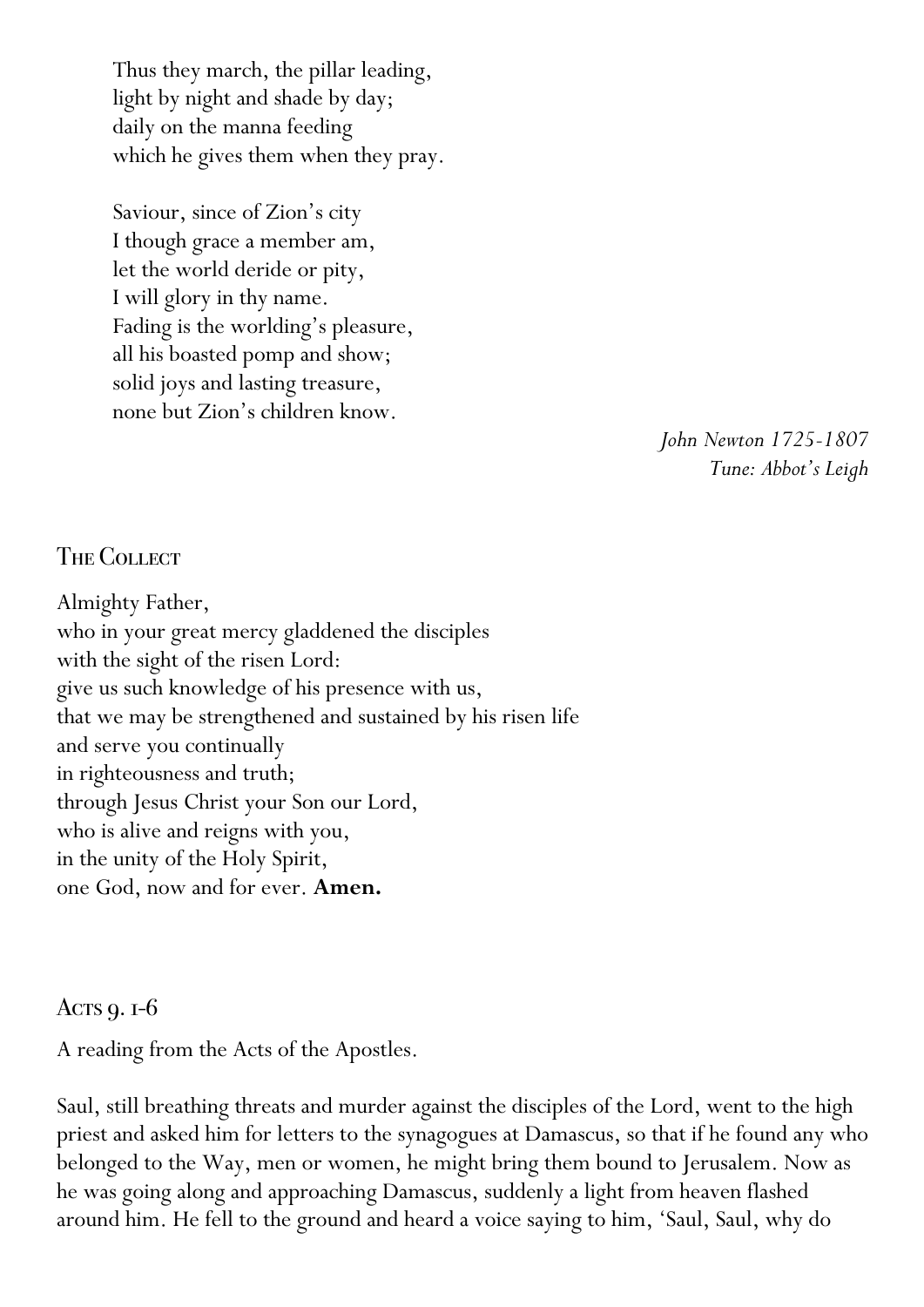Thus they march, the pillar leading,
light by night and shade by day;
daily on the manna feeding
which he gives them when they pray.

Saviour, since of Zion's city
I though grace a member am,
let the world deride or pity,
I will glory in thy name.
Fading is the worlding's pleasure,
all his boasted pomp and show;
solid joys and lasting treasure,
none but Zion's children know.

*John Newton 1725-1807*
*Tune: Abbot's Leigh*

## The Collect

Almighty Father,
who in your great mercy gladdened the disciples
with the sight of the risen Lord:
give us such knowledge of his presence with us,
that we may be strengthened and sustained by his risen life
and serve you continually
in righteousness and truth;
through Jesus Christ your Son our Lord,
who is alive and reigns with you,
in the unity of the Holy Spirit,
one God, now and for ever. **Amen.**

## Acts 9. 1-6

A reading from the Acts of the Apostles.

Saul, still breathing threats and murder against the disciples of the Lord, went to the high priest and asked him for letters to the synagogues at Damascus, so that if he found any who belonged to the Way, men or women, he might bring them bound to Jerusalem. Now as he was going along and approaching Damascus, suddenly a light from heaven flashed around him. He fell to the ground and heard a voice saying to him, 'Saul, Saul, why do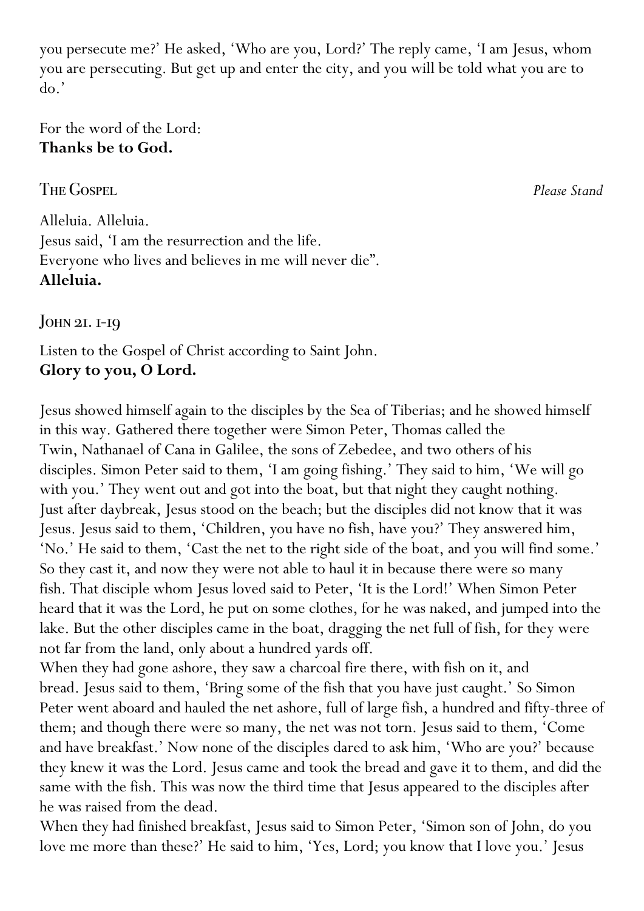you persecute me?' He asked, 'Who are you, Lord?' The reply came, 'I am Jesus, whom you are persecuting. But get up and enter the city, and you will be told what you are to do.'

For the word of the Lord:
**Thanks be to God.**

## The Gospel *Please Stand*

Alleluia. Alleluia.
Jesus said, 'I am the resurrection and the life.
Everyone who lives and believes in me will never die".
**Alleluia.**

### John 21. 1-19

Listen to the Gospel of Christ according to Saint John.
**Glory to you, O Lord.**

Jesus showed himself again to the disciples by the Sea of Tiberias; and he showed himself in this way. Gathered there together were Simon Peter, Thomas called the Twin, Nathanael of Cana in Galilee, the sons of Zebedee, and two others of his disciples. Simon Peter said to them, 'I am going fishing.' They said to him, 'We will go with you.' They went out and got into the boat, but that night they caught nothing. Just after daybreak, Jesus stood on the beach; but the disciples did not know that it was Jesus. Jesus said to them, 'Children, you have no fish, have you?' They answered him, 'No.' He said to them, 'Cast the net to the right side of the boat, and you will find some.' So they cast it, and now they were not able to haul it in because there were so many fish. That disciple whom Jesus loved said to Peter, 'It is the Lord!' When Simon Peter heard that it was the Lord, he put on some clothes, for he was naked, and jumped into the lake. But the other disciples came in the boat, dragging the net full of fish, for they were not far from the land, only about a hundred yards off.
When they had gone ashore, they saw a charcoal fire there, with fish on it, and bread. Jesus said to them, 'Bring some of the fish that you have just caught.' So Simon Peter went aboard and hauled the net ashore, full of large fish, a hundred and fifty-three of them; and though there were so many, the net was not torn. Jesus said to them, 'Come and have breakfast.' Now none of the disciples dared to ask him, 'Who are you?' because they knew it was the Lord. Jesus came and took the bread and gave it to them, and did the same with the fish. This was now the third time that Jesus appeared to the disciples after he was raised from the dead.
When they had finished breakfast, Jesus said to Simon Peter, 'Simon son of John, do you love me more than these?' He said to him, 'Yes, Lord; you know that I love you.' Jesus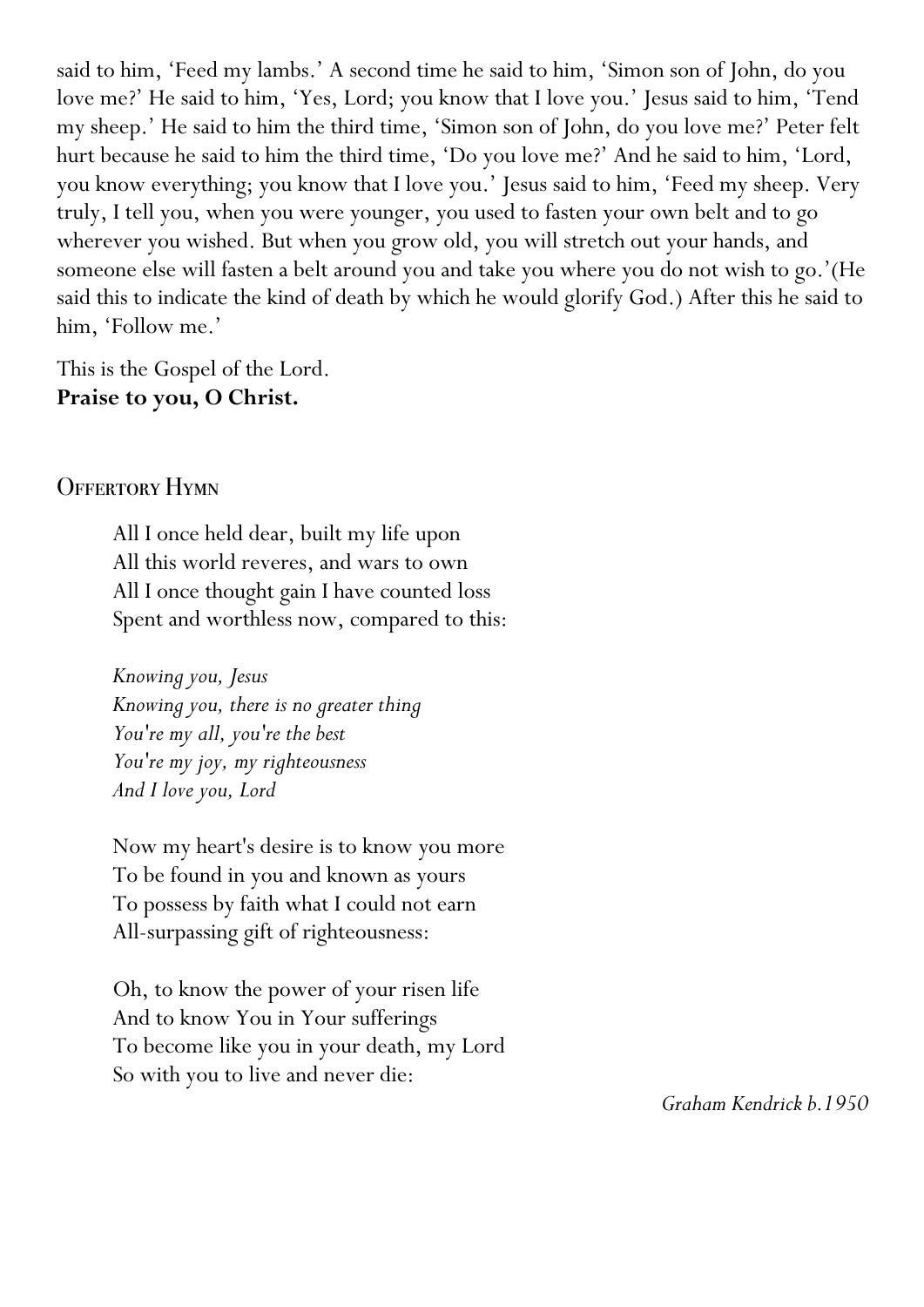said to him, 'Feed my lambs.' A second time he said to him, 'Simon son of John, do you love me?' He said to him, 'Yes, Lord; you know that I love you.' Jesus said to him, 'Tend my sheep.' He said to him the third time, 'Simon son of John, do you love me?' Peter felt hurt because he said to him the third time, 'Do you love me?' And he said to him, 'Lord, you know everything; you know that I love you.' Jesus said to him, 'Feed my sheep. Very truly, I tell you, when you were younger, you used to fasten your own belt and to go wherever you wished. But when you grow old, you will stretch out your hands, and someone else will fasten a belt around you and take you where you do not wish to go.'(He said this to indicate the kind of death by which he would glorify God.) After this he said to him, 'Follow me.'

This is the Gospel of the Lord.
**Praise to you, O Christ.**

## Offertory Hymn

All I once held dear, built my life upon
All this world reveres, and wars to own
All I once thought gain I have counted loss
Spent and worthless now, compared to this:

*Knowing you, Jesus*
*Knowing you, there is no greater thing*
*You're my all, you're the best*
*You're my joy, my righteousness*
*And I love you, Lord*

Now my heart's desire is to know you more
To be found in you and known as yours
To possess by faith what I could not earn
All-surpassing gift of righteousness:

Oh, to know the power of your risen life
And to know You in Your sufferings
To become like you in your death, my Lord
So with you to live and never die:

*Graham Kendrick b.1950*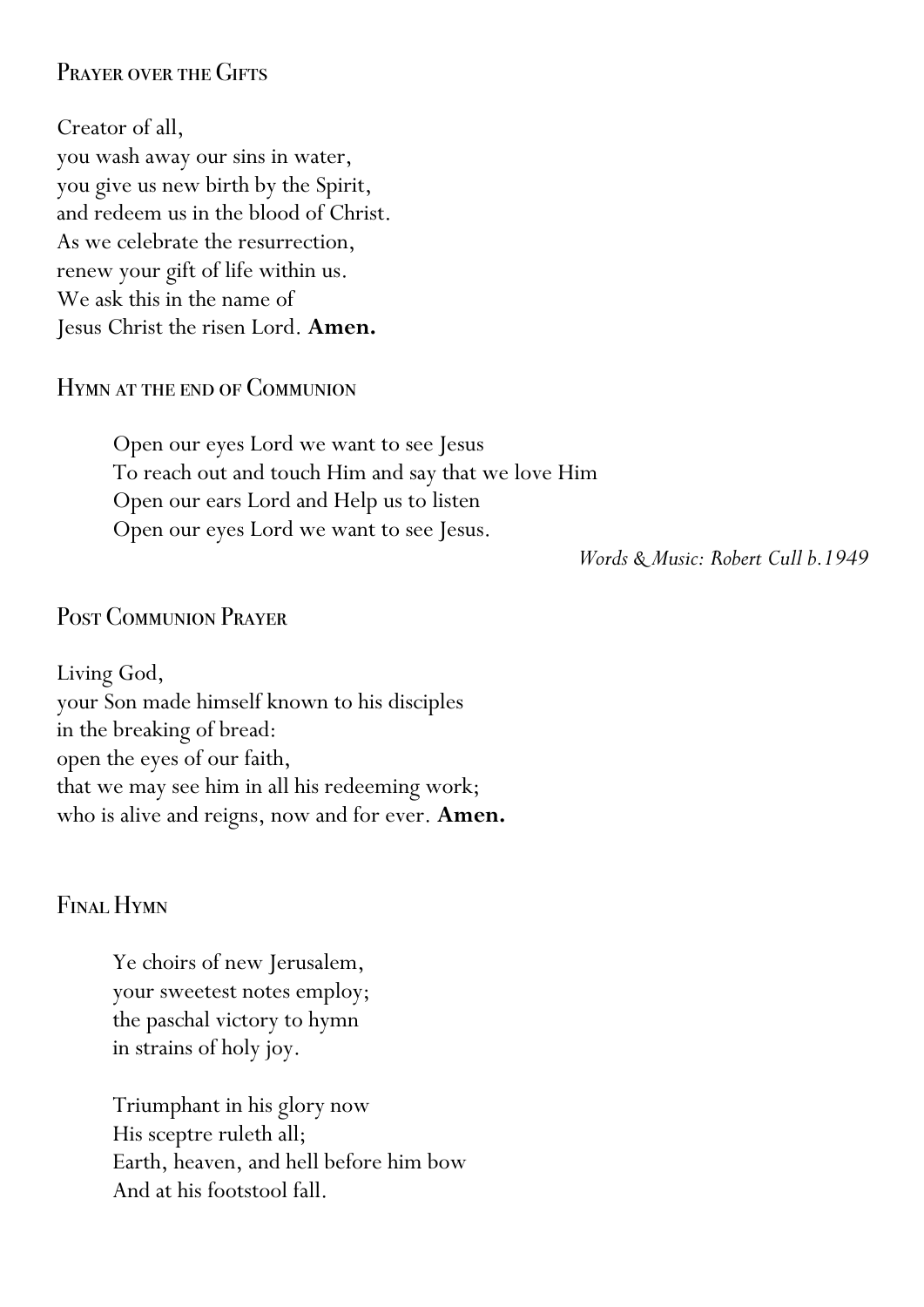## Prayer over the Gifts

Creator of all,  
you wash away our sins in water,  
you give us new birth by the Spirit,  
and redeem us in the blood of Christ.  
As we celebrate the resurrection,  
renew your gift of life within us.  
We ask this in the name of  
Jesus Christ the risen Lord. **Amen.**

## Hymn at the end of Communion

Open our eyes Lord we want to see Jesus  
To reach out and touch Him and say that we love Him  
Open our ears Lord and Help us to listen  
Open our eyes Lord we want to see Jesus.

*Words & Music: Robert Cull b.1949*

## Post Communion Prayer

Living God,  
your Son made himself known to his disciples  
in the breaking of bread:  
open the eyes of our faith,  
that we may see him in all his redeeming work;  
who is alive and reigns, now and for ever. **Amen.**

## Final Hymn

Ye choirs of new Jerusalem,  
your sweetest notes employ;  
the paschal victory to hymn  
in strains of holy joy.

Triumphant in his glory now  
His sceptre ruleth all;  
Earth, heaven, and hell before him bow  
And at his footstool fall.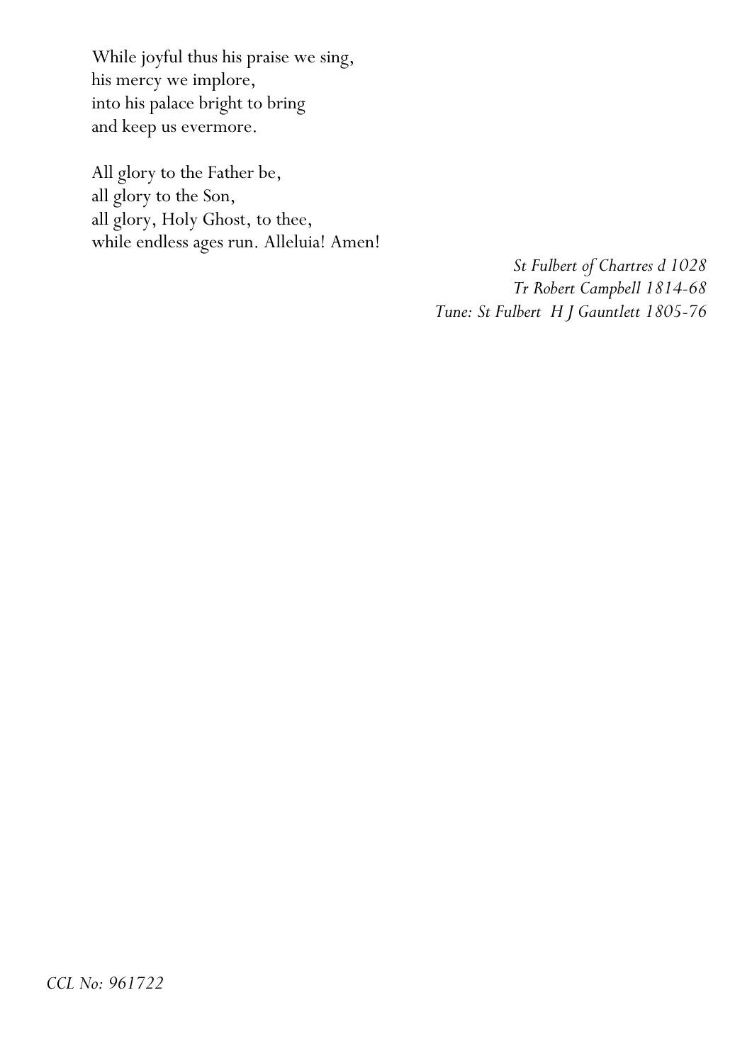While joyful thus his praise we sing,
his mercy we implore,
into his palace bright to bring
and keep us evermore.

All glory to the Father be,
all glory to the Son,
all glory, Holy Ghost, to thee,
while endless ages run. Alleluia! Amen!

*St Fulbert of Chartres d 1028*
*Tr Robert Campbell 1814-68*
*Tune: St Fulbert H J Gauntlett 1805-76*

*CCL No: 961722*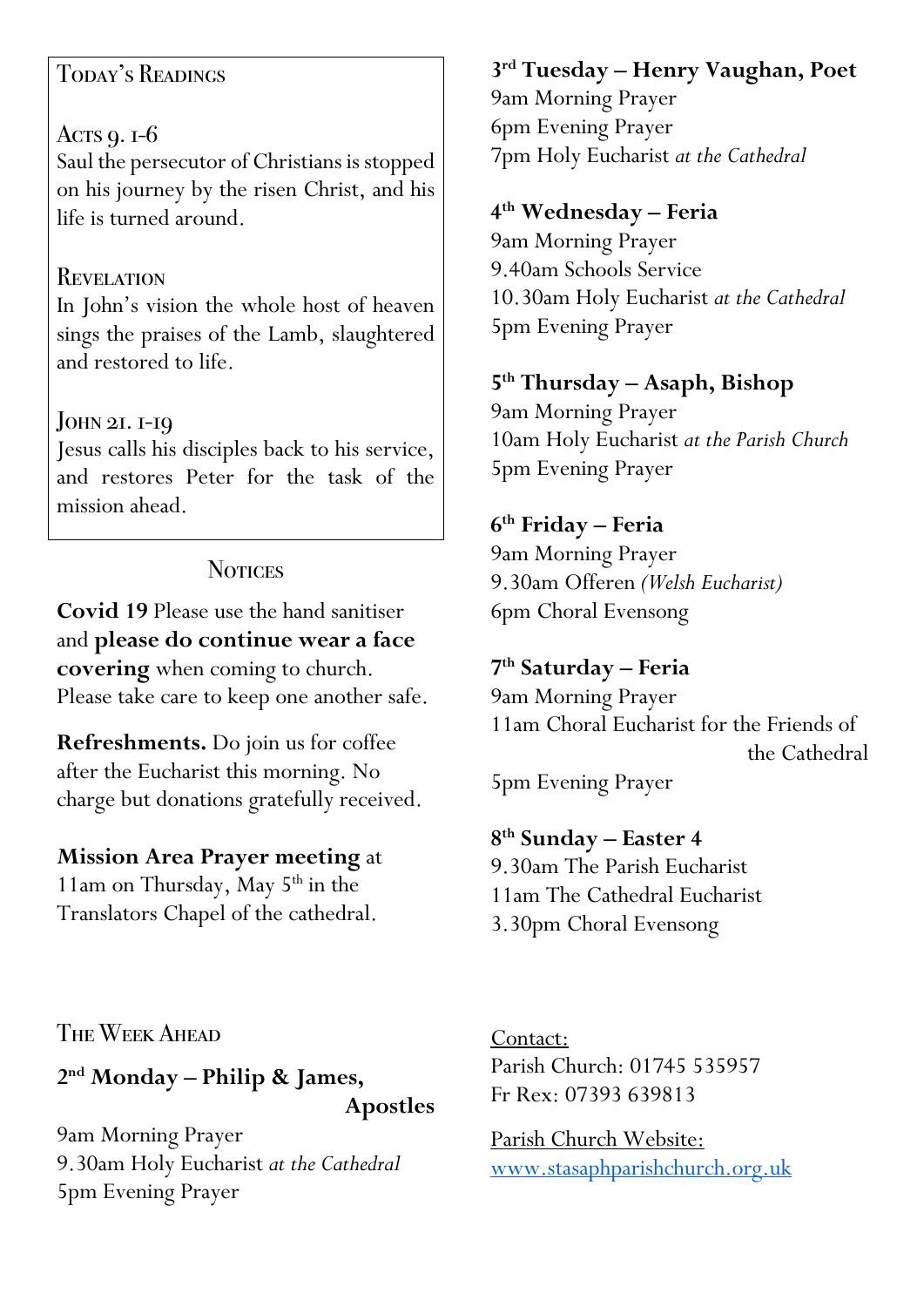## Today's Readings

**Acts 9. 1-6**
Saul the persecutor of Christians is stopped on his journey by the risen Christ, and his life is turned around.

**Revelation**
In John's vision the whole host of heaven sings the praises of the Lamb, slaughtered and restored to life.

**John 21. 1-19**
Jesus calls his disciples back to his service, and restores Peter for the task of the mission ahead.

## Notices

**Covid 19** Please use the hand sanitiser and **please do continue wear a face covering** when coming to church. Please take care to keep one another safe.

**Refreshments.** Do join us for coffee after the Eucharist this morning. No charge but donations gratefully received.

**Mission Area Prayer meeting** at 11am on Thursday, May 5th in the Translators Chapel of the cathedral.

## The Week Ahead

**2nd Monday – Philip & James, Apostles**
9am Morning Prayer
9.30am Holy Eucharist *at the Cathedral*
5pm Evening Prayer

**3rd Tuesday – Henry Vaughan, Poet**
9am Morning Prayer
6pm Evening Prayer
7pm Holy Eucharist *at the Cathedral*

**4th Wednesday – Feria**
9am Morning Prayer
9.40am Schools Service
10.30am Holy Eucharist *at the Cathedral*
5pm Evening Prayer

**5th Thursday – Asaph, Bishop**
9am Morning Prayer
10am Holy Eucharist *at the Parish Church*
5pm Evening Prayer

**6th Friday – Feria**
9am Morning Prayer
9.30am Offeren *(Welsh Eucharist)*
6pm Choral Evensong

**7th Saturday – Feria**
9am Morning Prayer
11am Choral Eucharist for the Friends of the Cathedral
5pm Evening Prayer

**8th Sunday – Easter 4**
9.30am The Parish Eucharist
11am The Cathedral Eucharist
3.30pm Choral Evensong

Contact:
Parish Church: 01745 535957
Fr Rex: 07393 639813

Parish Church Website:
www.stasaphparishchurch.org.uk